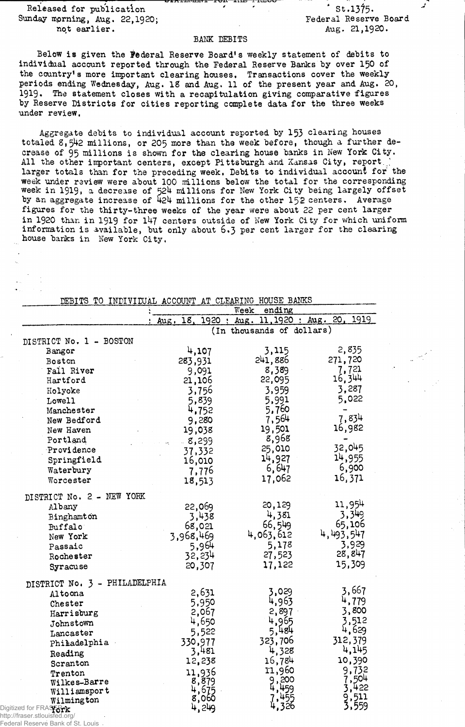Released for publication
Sunday morning, Aug. 22, 1920;
not earlier.

St.1375.
Federal Reserve Board
Aug. 21, 1920.

BANK DEBITS

Below is given the Federal Reserve Board's weekly statement of debits to individual account reported through the Federal Reserve Banks by over 150 of the country's more important clearing houses. Transactions cover the weekly periods ending Wednesday, Aug. 18 and Aug. 11 of the present year and Aug. 20, 1919. The statement closes with a recapitulation giving comparative figures by Reserve Districts for cities reporting complete data for the three weeks under review.

Aggregate debits to individual account reported by 153 clearing houses totaled 8,542 millions, or 205 more than the week before, though a further decrease of 95 millions is shown for the clearing house banks in New York City. All the other important centers, except Pittsburgh and Kansas City, report larger totals than for the preceding week. Debits to individual account for the week under review were about 100 millions below the total for the corresponding week in 1919, a decrease of 524 millions for New York City being largely offset by an aggregate increase of 424 millions for the other 152 centers. Average figures for the thirty-three weeks of the year were about 22 per cent larger in 1920 than in 1919 for 147 centers outside of New York City for which uniform information is available, but only about 6.3 per cent larger for the clearing house banks in New York City.

DEBITS TO INDIVIDUAL ACCOUNT AT CLEARING HOUSE BANKS

| | Week ending | | |
|---|---|---|---|
| | Aug. 18, 1920 | Aug. 11, 1920 | Aug. 20, 1919 |
| | (In thousands of dollars) | | |
| DISTRICT No. 1 - BOSTON | | | |
| Bangor | 4,107 | 3,115 | 2,835 |
| Boston | 283,931 | 241,886 | 271,720 |
| Fall River | 9,091 | 8,389 | 7,721 |
| Hartford | 21,106 | 22,095 | 16,344 |
| Holyoke | 3,756 | 3,959 | 3,287 |
| Lowell | 5,839 | 5,991 | 5,022 |
| Manchester | 4,752 | 5,760 | - |
| New Bedford | 9,280 | 7,564 | 7,834 |
| New Haven | 19,038 | 19,501 | 16,982 |
| Portland | 8,299 | 8,968 | - |
| Providence | 37,332 | 25,010 | 32,045 |
| Springfield | 16,010 | 14,927 | 14,955 |
| Waterbury | 7,776 | 6,647 | 6,900 |
| Worcester | 18,513 | 17,062 | 16,371 |
| DISTRICT No. 2 - NEW YORK | | | |
| Albany | 22,069 | 20,129 | 11,954 |
| Binghamton | 3,438 | 4,381 | 3,349 |
| Buffalo | 68,021 | 66,549 | 65,106 |
| New York | 3,968,469 | 4,063,612 | 4,493,547 |
| Passaic | 5,964 | 5,178 | 3,929 |
| Rochester | 32,234 | 27,523 | 28,847 |
| Syracuse | 20,307 | 17,122 | 15,309 |
| DISTRICT No. 3 - PHILADELPHIA | | | |
| Altoona | 2,631 | 3,029 | 3,667 |
| Chester | 5,950 | 4,963 | 4,779 |
| Harrisburg | 2,067 | 2,897 | 3,800 |
| Johnstown | 4,650 | 4,965 | 3,512 |
| Lancaster | 5,522 | 5,484 | 4,629 |
| Philadelphia | 330,977 | 323,706 | 312,379 |
| Reading | 3,481 | 4,328 | 4,145 |
| Scranton | 12,238 | 16,784 | 10,390 |
| Trenton | 11,936 | 11,960 | 9,732 |
| Wilkes-Barre | 8,879 | 9,200 | 7,504 |
| Williamsport | 4,675 | 4,459 | 3,422 |
| Wilmington | 8,060 | 7,455 | 9,511 |
| York | 4,249 | 4,326 | 3,559 |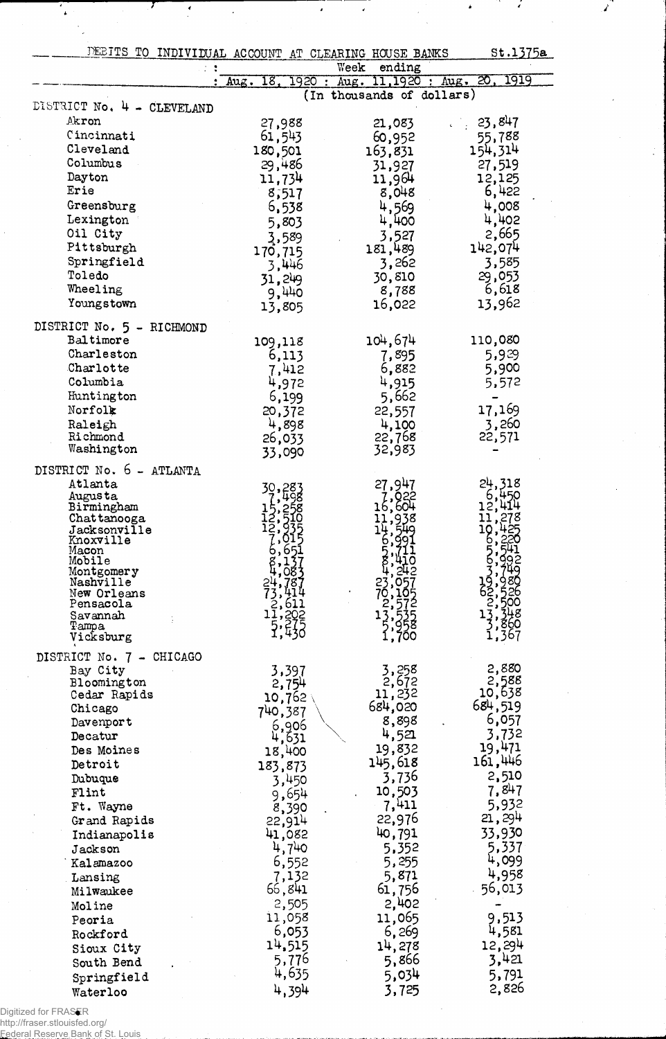DEBITS TO INDIVIDUAL ACCOUNT AT CLEARING HOUSE BANKS St.1375a

| | Week ending | | |
|---|---|---|---|
| | Aug. 18, 1920 | Aug. 11, 1920 | Aug. 20, 1919 |
| | (In thousands of dollars) | | |
| **DISTRICT No. 4 - CLEVELAND** | | | |
| Akron | 27,988 | 21,083 | 23,847 |
| Cincinnati | 61,543 | 60,952 | 55,788 |
| Cleveland | 180,501 | 163,831 | 154,314 |
| Columbus | 29,486 | 31,927 | 27,519 |
| Dayton | 11,734 | 11,964 | 12,125 |
| Erie | 8,517 | 8,048 | 6,422 |
| Greensburg | 6,538 | 4,569 | 4,008 |
| Lexington | 5,803 | 4,400 | 4,402 |
| Oil City | 3,589 | 3,527 | 2,665 |
| Pittsburgh | 170,715 | 181,489 | 142,074 |
| Springfield | 3,446 | 3,262 | 3,585 |
| Toledo | 31,249 | 30,810 | 29,053 |
| Wheeling | 9,440 | 8,788 | 6,618 |
| Youngstown | 13,805 | 16,022 | 13,962 |
| **DISTRICT No. 5 - RICHMOND** | | | |
| Baltimore | 109,118 | 104,674 | 110,080 |
| Charleston | 6,113 | 7,895 | 5,929 |
| Charlotte | 7,412 | 6,882 | 5,900 |
| Columbia | 4,972 | 4,915 | 5,572 |
| Huntington | 6,199 | 5,662 | - |
| Norfolk | 20,372 | 22,557 | 17,169 |
| Raleigh | 4,898 | 4,100 | 3,260 |
| Richmond | 26,033 | 22,768 | 22,571 |
| Washington | 33,090 | 32,983 | - |
| **DISTRICT No. 6 - ATLANTA** | | | |
| Atlanta | 30,283 | 27,947 | 24,318 |
| Augusta | 7,498 | 7,022 | 6,450 |
| Birmingham | 15,258 | 16,604 | 12,414 |
| Chattanooga | 12,510 | 11,938 | 11,278 |
| Jacksonville | 12,935 | 14,549 | 10,425 |
| Knoxville | 7,015 | 6,991 | 6,220 |
| Macon | 6,651 | 5,711 | 5,541 |
| Mobile | 8,137 | 8,410 | 6,992 |
| Montgomery | 4,083 | 4,242 | 3,749 |
| Nashville | 24,787 | 23,057 | 19,980 |
| New Orleans | 73,414 | 70,105 | 62,526 |
| Pensacola | 2,611 | 2,572 | 2,500 |
| Savannah | 11,202 | 13,535 | 13,348 |
| Tampa | 5,275 | 5,958 | 3,860 |
| Vicksburg | 1,430 | 1,700 | 1,367 |
| **DISTRICT No. 7 - CHICAGO** | | | |
| Bay City | 3,397 | 3,258 | 2,880 |
| Bloomington | 2,754 | 2,672 | 2,588 |
| Cedar Rapids | 10,762 | 11,232 | 10,638 |
| Chicago | 740,387 | 684,020 | 684,519 |
| Davenport | 6,906 | 8,898 | 6,057 |
| Decatur | 4,631 | 4,521 | 3,732 |
| Des Moines | 18,400 | 19,832 | 19,471 |
| Detroit | 183,873 | 145,618 | 161,446 |
| Dubuque | 3,450 | 3,736 | 2,510 |
| Flint | 9,654 | 10,503 | 7,847 |
| Ft. Wayne | 8,390 | 7,411 | 5,932 |
| Grand Rapids | 22,914 | 22,976 | 21,294 |
| Indianapolis | 41,082 | 40,791 | 33,930 |
| Jackson | 4,740 | 5,352 | 5,337 |
| Kalamazoo | 6,552 | 5,255 | 4,099 |
| Lansing | 7,132 | 5,871 | 4,958 |
| Milwaukee | 66,841 | 61,756 | 56,013 |
| Moline | 2,505 | 2,402 | - |
| Peoria | 11,058 | 11,065 | 9,513 |
| Rockford | 6,053 | 6,269 | 4,581 |
| Sioux City | 14,515 | 14,278 | 12,294 |
| South Bend | 5,776 | 5,866 | 3,421 |
| Springfield | 4,635 | 5,034 | 5,791 |
| Waterloo | 4,394 | 3,725 | 2,826 |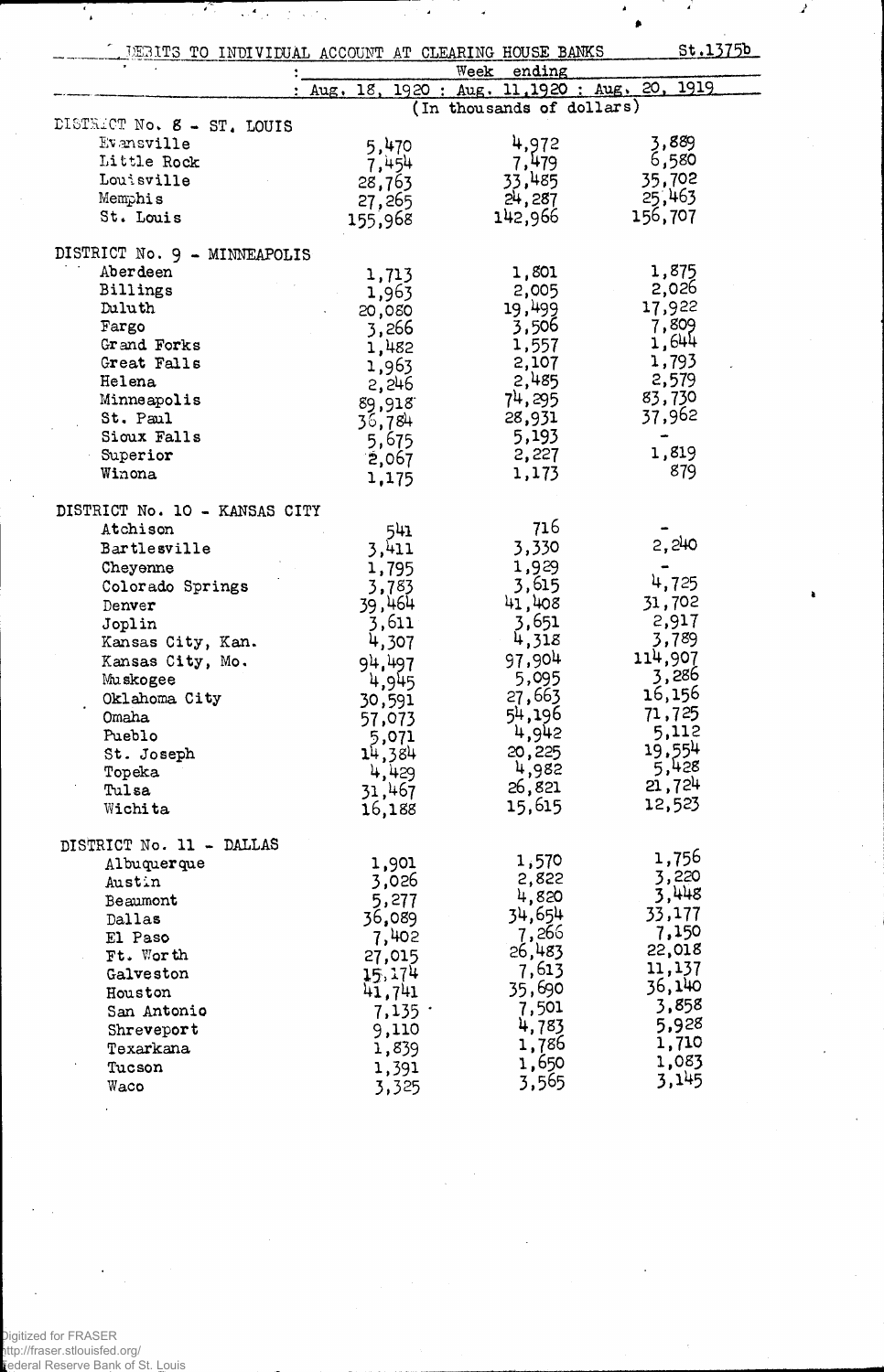DEBITS TO INDIVIDUAL ACCOUNT AT CLEARING HOUSE BANKS St.1375b

| | Week ending Aug. 18, 1920 | Aug. 11, 1920 | Aug. 20, 1919 |
|---|---|---|---|
| | (In thousands of dollars) | | |
| **DISTRICT No. 8 - ST. LOUIS** | | | |
| Evansville | 5,470 | 4,972 | 3,889 |
| Little Rock | 7,454 | 7,479 | 6,580 |
| Louisville | 28,763 | 33,485 | 35,702 |
| Memphis | 27,265 | 24,287 | 25,463 |
| St. Louis | 155,968 | 142,966 | 156,707 |
| **DISTRICT No. 9 - MINNEAPOLIS** | | | |
| Aberdeen | 1,713 | 1,801 | 1,875 |
| Billings | 1,963 | 2,005 | 2,026 |
| Duluth | 20,080 | 19,499 | 17,922 |
| Fargo | 3,266 | 3,506 | 7,809 |
| Grand Forks | 1,482 | 1,557 | 1,644 |
| Great Falls | 1,963 | 2,107 | 1,793 |
| Helena | 2,246 | 2,485 | 2,579 |
| Minneapolis | 89,918 | 74,295 | 83,730 |
| St. Paul | 36,784 | 28,931 | 37,962 |
| Sioux Falls | 5,675 | 5,193 | - |
| Superior | 2,067 | 2,227 | 1,819 |
| Winona | 1,175 | 1,173 | 879 |
| **DISTRICT No. 10 - KANSAS CITY** | | | |
| Atchison | 541 | 716 | - |
| Bartlesville | 3,411 | 3,330 | 2,240 |
| Cheyenne | 1,795 | 1,929 | - |
| Colorado Springs | 3,783 | 3,615 | 4,725 |
| Denver | 39,464 | 41,408 | 31,702 |
| Joplin | 3,611 | 3,651 | 2,917 |
| Kansas City, Kan. | 4,307 | 4,318 | 3,789 |
| Kansas City, Mo. | 94,497 | 97,904 | 114,907 |
| Muskogee | 4,945 | 5,095 | 3,286 |
| Oklahoma City | 30,591 | 27,663 | 16,156 |
| Omaha | 57,073 | 54,196 | 71,725 |
| Pueblo | 5,071 | 4,942 | 5,112 |
| St. Joseph | 14,384 | 20,225 | 19,554 |
| Topeka | 4,429 | 4,982 | 5,428 |
| Tulsa | 31,467 | 26,821 | 21,724 |
| Wichita | 16,188 | 15,615 | 12,523 |
| **DISTRICT No. 11 - DALLAS** | | | |
| Albuquerque | 1,901 | 1,570 | 1,756 |
| Austin | 3,026 | 2,822 | 3,220 |
| Beaumont | 5,277 | 4,820 | 3,448 |
| Dallas | 36,089 | 34,654 | 33,177 |
| El Paso | 7,402 | 7,266 | 7,150 |
| Ft. Worth | 27,015 | 26,483 | 22,018 |
| Galveston | 15,174 | 7,613 | 11,137 |
| Houston | 41,741 | 35,690 | 36,140 |
| San Antonio | 7,135 | 7,501 | 3,858 |
| Shreveport | 9,110 | 4,783 | 5,928 |
| Texarkana | 1,839 | 1,786 | 1,710 |
| Tucson | 1,391 | 1,650 | 1,083 |
| Waco | 3,325 | 3,565 | 3,145 |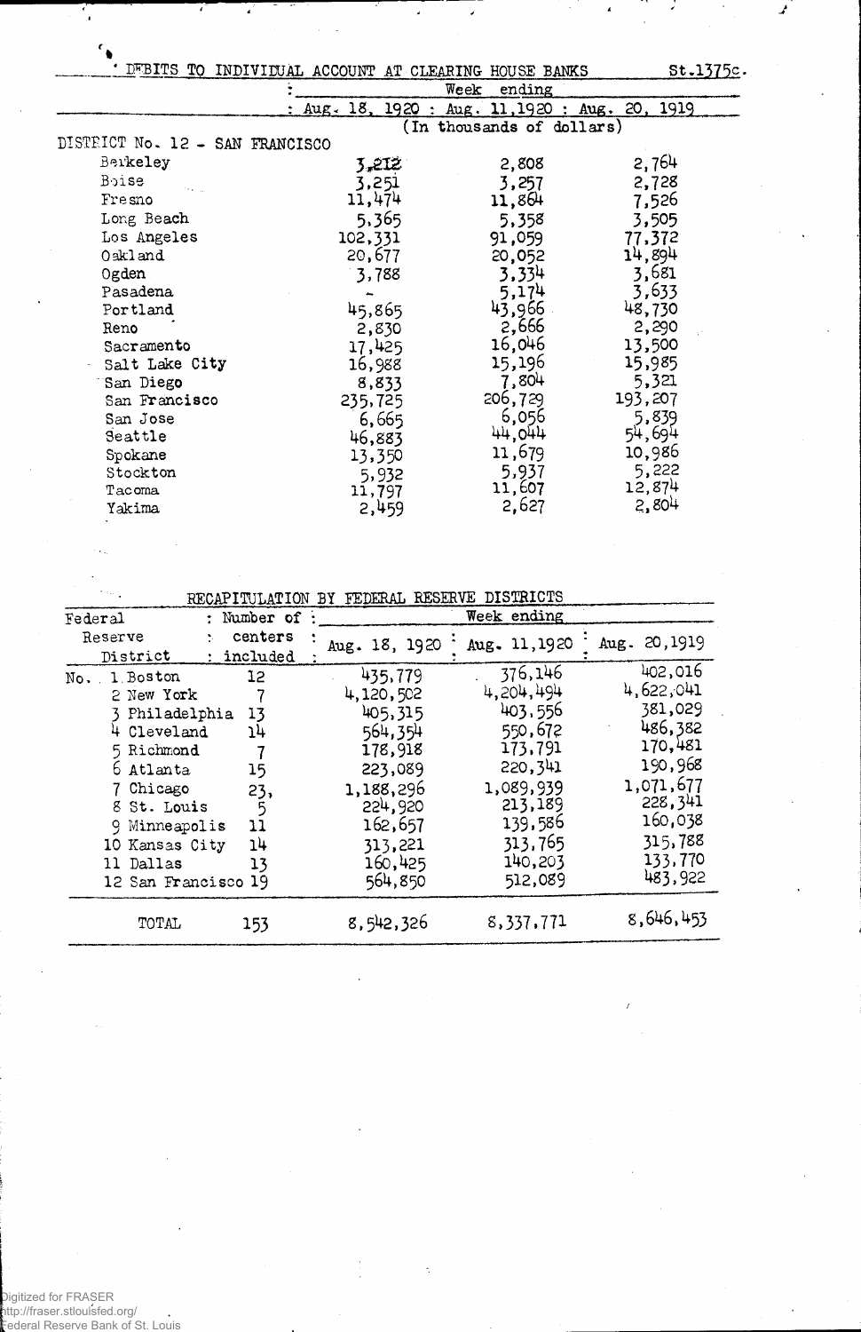DEBITS TO INDIVIDUAL ACCOUNT AT CLEARING HOUSE BANKS St.1375c.

| | Week ending | | |
|---|---|---|---|
| | Aug. 18, 1920 | Aug. 11, 1920 | Aug. 20, 1919 |
| | (In thousands of dollars) | | |
| DISTRICT No. 12 - SAN FRANCISCO | | | |
| Berkeley | 3,212 | 2,808 | 2,764 |
| Boise | 3,251 | 3,257 | 2,728 |
| Fresno | 11,474 | 11,864 | 7,526 |
| Long Beach | 5,365 | 5,358 | 3,505 |
| Los Angeles | 102,331 | 91,059 | 77,372 |
| Oakland | 20,677 | 20,052 | 14,894 |
| Ogden | 3,788 | 3,334 | 3,681 |
| Pasadena | - | 5,174 | 3,633 |
| Portland | 45,865 | 43,966 | 48,730 |
| Reno | 2,830 | 2,666 | 2,290 |
| Sacramento | 17,425 | 16,046 | 13,500 |
| Salt Lake City | 16,988 | 15,196 | 15,985 |
| San Diego | 8,833 | 7,804 | 5,321 |
| San Francisco | 235,725 | 206,729 | 193,207 |
| San Jose | 6,665 | 6,056 | 5,839 |
| Seattle | 46,883 | 44,044 | 54,694 |
| Spokane | 13,350 | 11,679 | 10,986 |
| Stockton | 5,932 | 5,937 | 5,222 |
| Tacoma | 11,797 | 11,607 | 12,874 |
| Yakima | 2,459 | 2,627 | 2,804 |

RECAPITULATION BY FEDERAL RESERVE DISTRICTS

| Federal Reserve District | Number of centers included | Week ending | | |
|---|---|---|---|---|
| | | Aug. 18, 1920 | Aug. 11, 1920 | Aug. 20, 1919 |
| No. 1 Boston | 12 | 435,779 | 376,146 | 402,016 |
| 2 New York | 7 | 4,120,502 | 4,204,494 | 4,622,041 |
| 3 Philadelphia | 13 | 405,315 | 403,556 | 381,029 |
| 4 Cleveland | 14 | 564,354 | 550,672 | 486,382 |
| 5 Richmond | 7 | 178,918 | 173,791 | 170,481 |
| 6 Atlanta | 15 | 223,089 | 220,341 | 190,968 |
| 7 Chicago | 23 | 1,188,296 | 1,089,939 | 1,071,677 |
| 8 St. Louis | 5 | 224,920 | 213,189 | 228,341 |
| 9 Minneapolis | 11 | 162,657 | 139,586 | 160,038 |
| 10 Kansas City | 14 | 313,221 | 313,765 | 315,788 |
| 11 Dallas | 13 | 160,425 | 140,203 | 133,770 |
| 12 San Francisco | 19 | 564,850 | 512,089 | 483,922 |
| TOTAL | 153 | 8,542,326 | 8,337,771 | 8,646,453 |